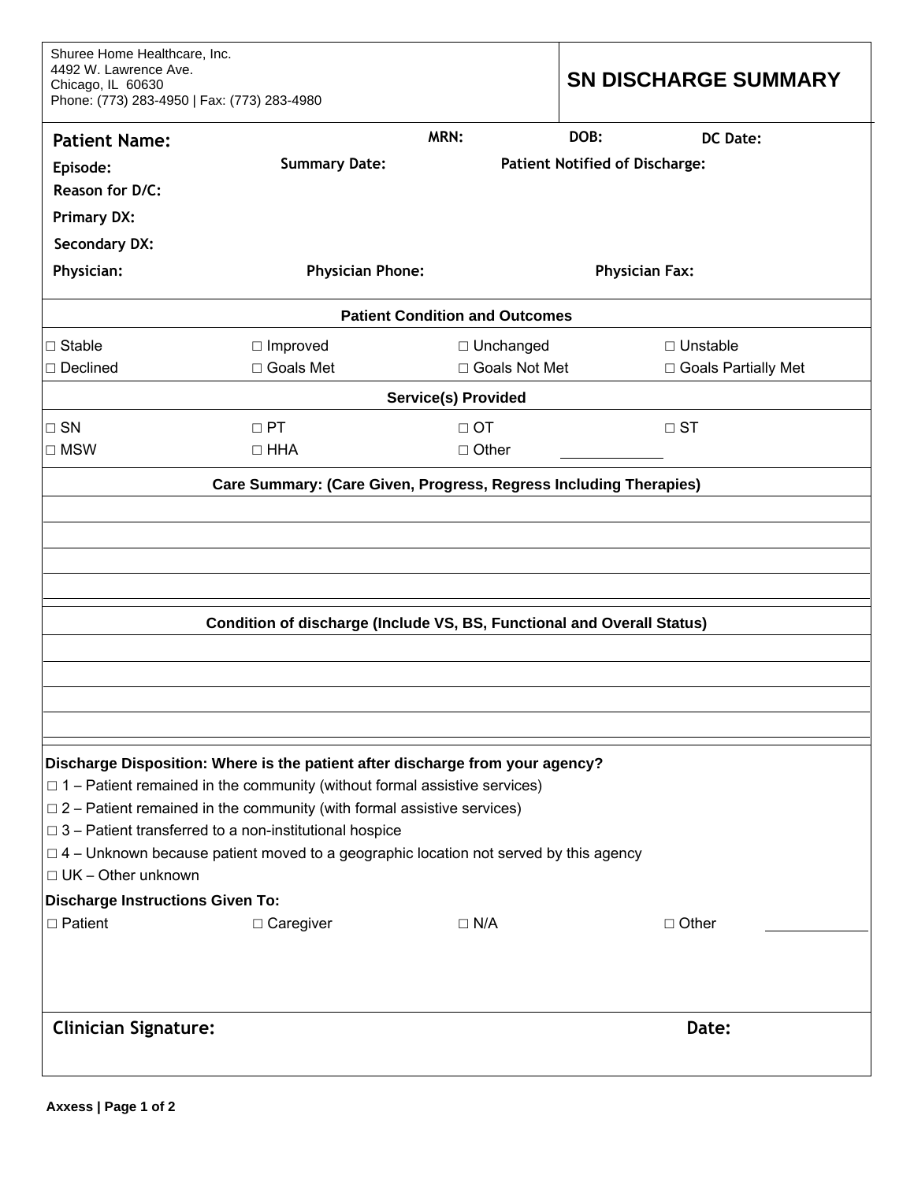Shuree Home Healthcare, Inc.
4492 W. Lawrence Ave.
Chicago, IL 60630
Phone: (773) 283-4950 | Fax: (773) 283-4980

# SN DISCHARGE SUMMARY

**Patient Name:** **MRN:** **DOB:** **DC Date:**

**Episode:** **Summary Date:** **Patient Notified of Discharge:**

**Reason for D/C:**

**Primary DX:**

**Secondary DX:**

**Physician:** **Physician Phone:** **Physician Fax:**

## Patient Condition and Outcomes

| | | | |
|---|---|---|---|
| □ Stable | □ Improved | □ Unchanged | □ Unstable |
| □ Declined | □ Goals Met | □ Goals Not Met | □ Goals Partially Met |

## Service(s) Provided

| | | | |
|---|---|---|---|
| □ SN | □ PT | □ OT | □ ST |
| □ MSW | □ HHA | □ Other ____________ | |

## Care Summary: (Care Given, Progress, Regress Including Therapies)

## Condition of discharge (Include VS, BS, Functional and Overall Status)

**Discharge Disposition: Where is the patient after discharge from your agency?**

□ 1 – Patient remained in the community (without formal assistive services)
□ 2 – Patient remained in the community (with formal assistive services)
□ 3 – Patient transferred to a non-institutional hospice
□ 4 – Unknown because patient moved to a geographic location not served by this agency
□ UK – Other unknown

**Discharge Instructions Given To:**

□ Patient □ Caregiver □ N/A □ Other ____________

**Clinician Signature:** **Date:**

**Axxess**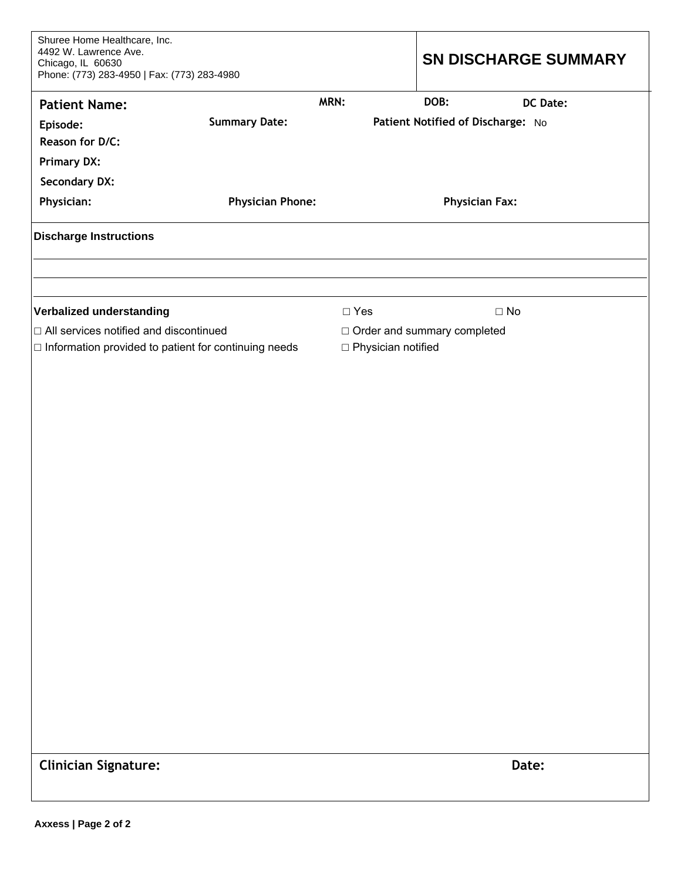Shuree Home Healthcare, Inc.
4492 W. Lawrence Ave.
Chicago, IL 60630
Phone: (773) 283-4950 | Fax: (773) 283-4980

# SN DISCHARGE SUMMARY

**Patient Name:** **MRN:** **DOB:** **DC Date:**

**Episode:** **Summary Date:** **Patient Notified of Discharge:** No

**Reason for D/C:**

**Primary DX:**

**Secondary DX:**

**Physician:** **Physician Phone:** **Physician Fax:**

**Discharge Instructions**

**Verbalized understanding** □ Yes □ No

□ All services notified and discontinued

□ Order and summary completed

□ Information provided to patient for continuing needs

□ Physician notified

**Clinician Signature:** **Date:**